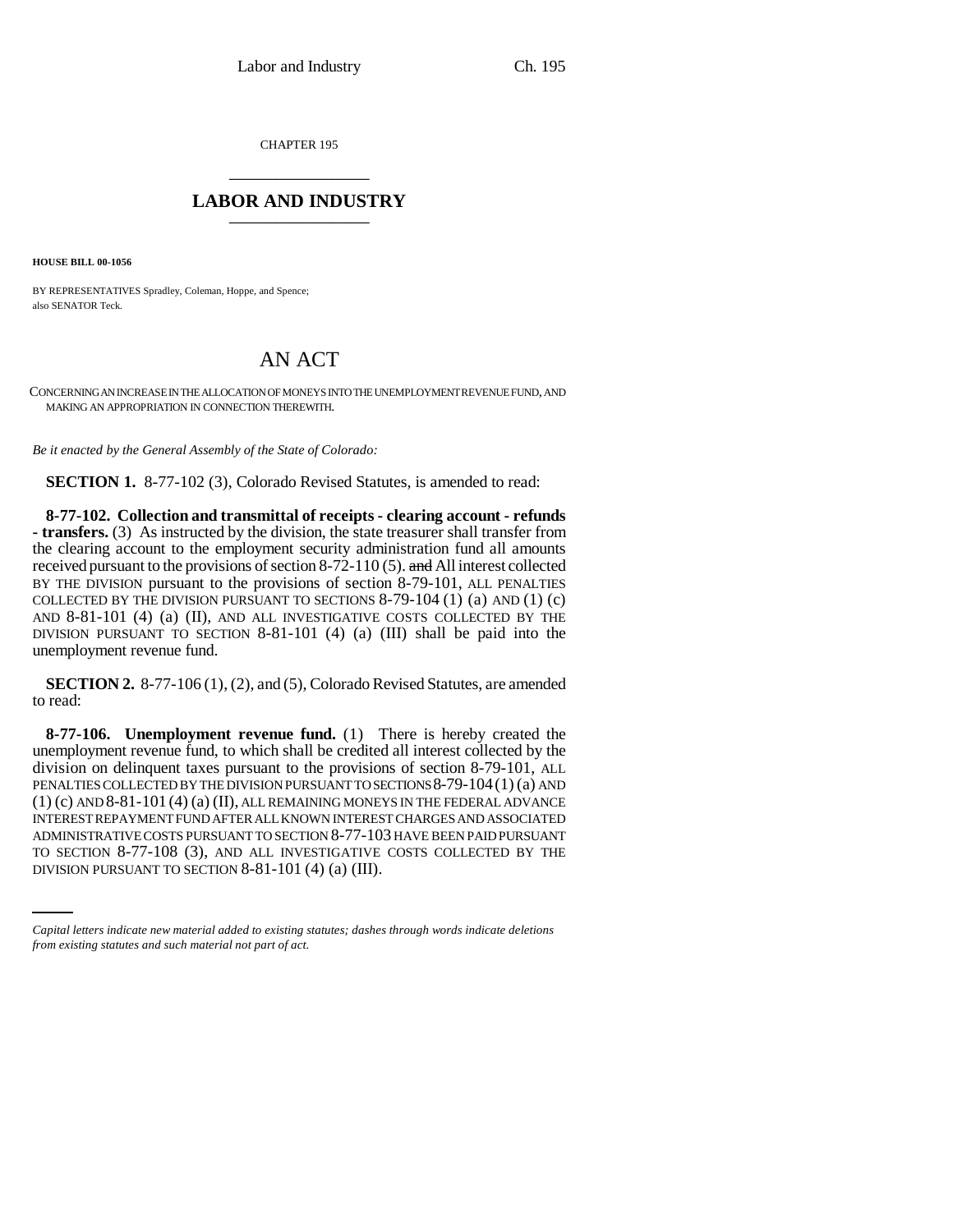CHAPTER 195

# LABOR AND INDUSTRY

**HOUSE BILL 00-1056**

BY REPRESENTATIVES Spradley, Coleman, Hoppe, and Spence;
also SENATOR Teck.

## AN ACT

CONCERNING AN INCREASE IN THE ALLOCATION OF MONEYS INTO THE UNEMPLOYMENT REVENUE FUND, AND MAKING AN APPROPRIATION IN CONNECTION THEREWITH.

*Be it enacted by the General Assembly of the State of Colorado:*

**SECTION 1.** 8-77-102 (3), Colorado Revised Statutes, is amended to read:

**8-77-102. Collection and transmittal of receipts - clearing account - refunds - transfers.** (3) As instructed by the division, the state treasurer shall transfer from the clearing account to the employment security administration fund all amounts received pursuant to the provisions of section 8-72-110 (5). ~~and~~ All interest collected BY THE DIVISION pursuant to the provisions of section 8-79-101, ALL PENALTIES COLLECTED BY THE DIVISION PURSUANT TO SECTIONS 8-79-104 (1) (a) AND (1) (c) AND 8-81-101 (4) (a) (II), AND ALL INVESTIGATIVE COSTS COLLECTED BY THE DIVISION PURSUANT TO SECTION 8-81-101 (4) (a) (III) shall be paid into the unemployment revenue fund.

**SECTION 2.** 8-77-106 (1), (2), and (5), Colorado Revised Statutes, are amended to read:

**8-77-106. Unemployment revenue fund.** (1) There is hereby created the unemployment revenue fund, to which shall be credited all interest collected by the division on delinquent taxes pursuant to the provisions of section 8-79-101, ALL PENALTIES COLLECTED BY THE DIVISION PURSUANT TO SECTIONS 8-79-104 (1) (a) AND (1) (c) AND 8-81-101 (4) (a) (II), ALL REMAINING MONEYS IN THE FEDERAL ADVANCE INTEREST REPAYMENT FUND AFTER ALL KNOWN INTEREST CHARGES AND ASSOCIATED ADMINISTRATIVE COSTS PURSUANT TO SECTION 8-77-103 HAVE BEEN PAID PURSUANT TO SECTION 8-77-108 (3), AND ALL INVESTIGATIVE COSTS COLLECTED BY THE DIVISION PURSUANT TO SECTION 8-81-101 (4) (a) (III).

*Capital letters indicate new material added to existing statutes; dashes through words indicate deletions from existing statutes and such material not part of act.*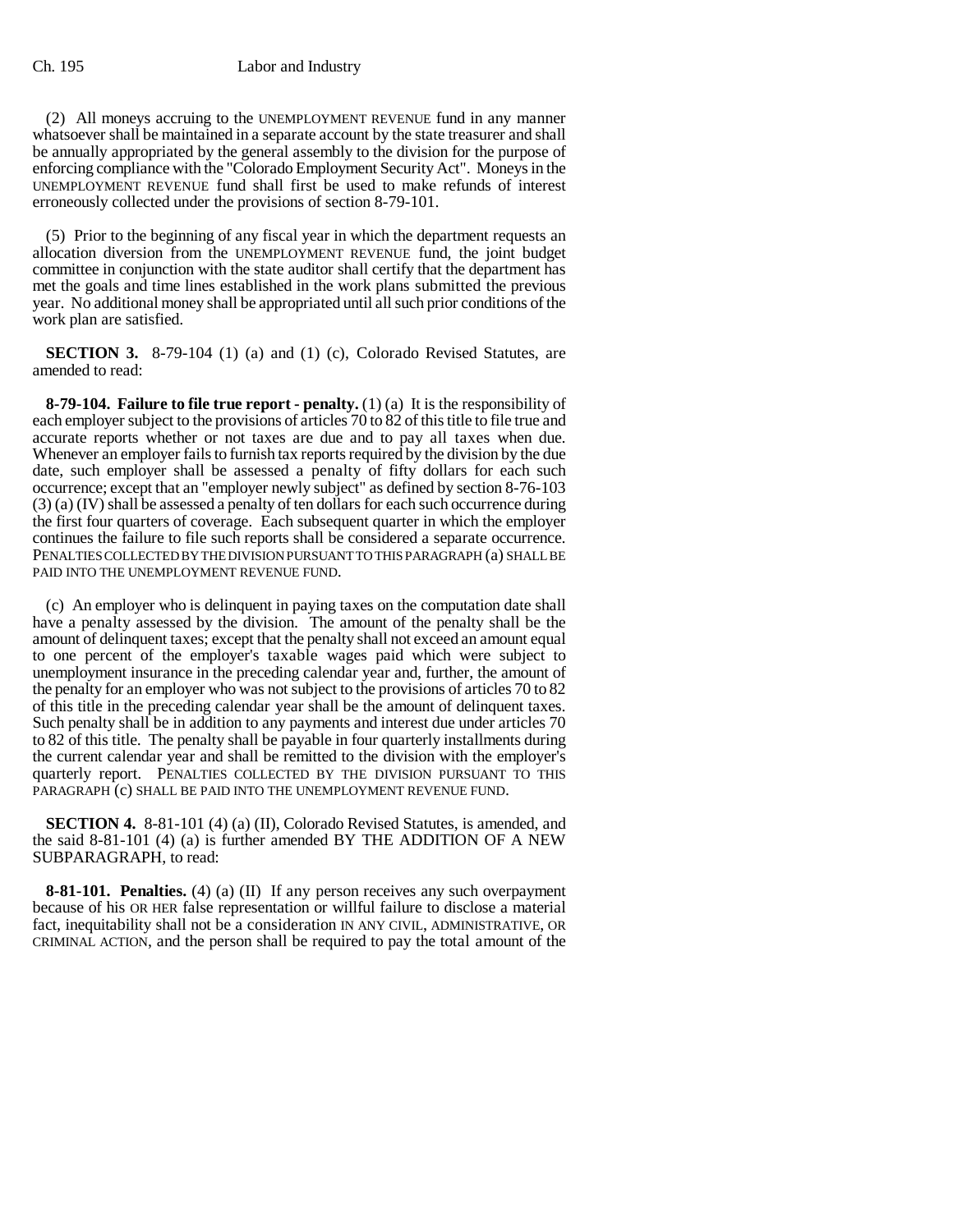(2) All moneys accruing to the UNEMPLOYMENT REVENUE fund in any manner whatsoever shall be maintained in a separate account by the state treasurer and shall be annually appropriated by the general assembly to the division for the purpose of enforcing compliance with the "Colorado Employment Security Act". Moneys in the UNEMPLOYMENT REVENUE fund shall first be used to make refunds of interest erroneously collected under the provisions of section 8-79-101.

(5) Prior to the beginning of any fiscal year in which the department requests an allocation diversion from the UNEMPLOYMENT REVENUE fund, the joint budget committee in conjunction with the state auditor shall certify that the department has met the goals and time lines established in the work plans submitted the previous year. No additional money shall be appropriated until all such prior conditions of the work plan are satisfied.

**SECTION 3.** 8-79-104 (1) (a) and (1) (c), Colorado Revised Statutes, are amended to read:

**8-79-104. Failure to file true report - penalty.** (1) (a) It is the responsibility of each employer subject to the provisions of articles 70 to 82 of this title to file true and accurate reports whether or not taxes are due and to pay all taxes when due. Whenever an employer fails to furnish tax reports required by the division by the due date, such employer shall be assessed a penalty of fifty dollars for each such occurrence; except that an "employer newly subject" as defined by section 8-76-103 (3) (a) (IV) shall be assessed a penalty of ten dollars for each such occurrence during the first four quarters of coverage. Each subsequent quarter in which the employer continues the failure to file such reports shall be considered a separate occurrence. PENALTIES COLLECTED BY THE DIVISION PURSUANT TO THIS PARAGRAPH (a) SHALL BE PAID INTO THE UNEMPLOYMENT REVENUE FUND.

(c) An employer who is delinquent in paying taxes on the computation date shall have a penalty assessed by the division. The amount of the penalty shall be the amount of delinquent taxes; except that the penalty shall not exceed an amount equal to one percent of the employer's taxable wages paid which were subject to unemployment insurance in the preceding calendar year and, further, the amount of the penalty for an employer who was not subject to the provisions of articles 70 to 82 of this title in the preceding calendar year shall be the amount of delinquent taxes. Such penalty shall be in addition to any payments and interest due under articles 70 to 82 of this title. The penalty shall be payable in four quarterly installments during the current calendar year and shall be remitted to the division with the employer's quarterly report. PENALTIES COLLECTED BY THE DIVISION PURSUANT TO THIS PARAGRAPH (c) SHALL BE PAID INTO THE UNEMPLOYMENT REVENUE FUND.

**SECTION 4.** 8-81-101 (4) (a) (II), Colorado Revised Statutes, is amended, and the said 8-81-101 (4) (a) is further amended BY THE ADDITION OF A NEW SUBPARAGRAPH, to read:

**8-81-101. Penalties.** (4) (a) (II) If any person receives any such overpayment because of his OR HER false representation or willful failure to disclose a material fact, inequitability shall not be a consideration IN ANY CIVIL, ADMINISTRATIVE, OR CRIMINAL ACTION, and the person shall be required to pay the total amount of the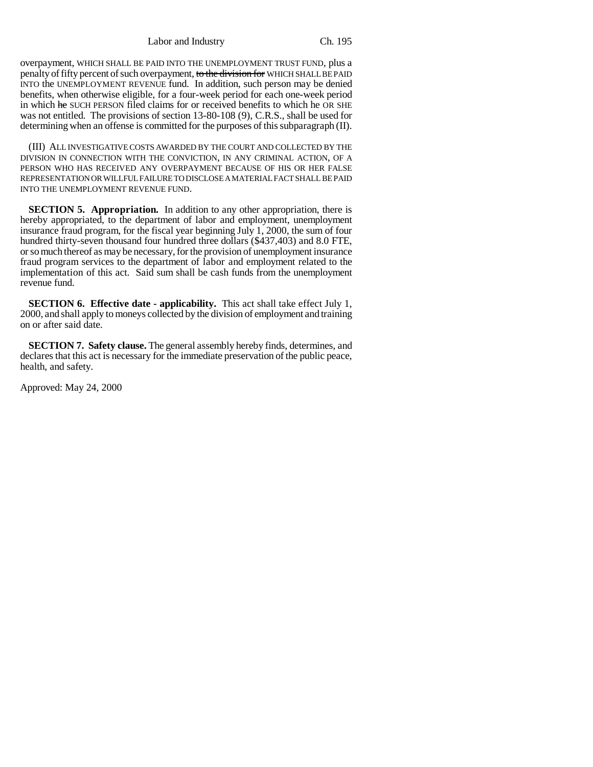overpayment, WHICH SHALL BE PAID INTO THE UNEMPLOYMENT TRUST FUND, plus a penalty of fifty percent of such overpayment, ~~to the division for~~ WHICH SHALL BE PAID INTO the UNEMPLOYMENT REVENUE fund. In addition, such person may be denied benefits, when otherwise eligible, for a four-week period for each one-week period in which ~~he~~ SUCH PERSON filed claims for or received benefits to which he OR SHE was not entitled. The provisions of section 13-80-108 (9), C.R.S., shall be used for determining when an offense is committed for the purposes of this subparagraph (II).

(III) ALL INVESTIGATIVE COSTS AWARDED BY THE COURT AND COLLECTED BY THE DIVISION IN CONNECTION WITH THE CONVICTION, IN ANY CRIMINAL ACTION, OF A PERSON WHO HAS RECEIVED ANY OVERPAYMENT BECAUSE OF HIS OR HER FALSE REPRESENTATION OR WILLFUL FAILURE TO DISCLOSE A MATERIAL FACT SHALL BE PAID INTO THE UNEMPLOYMENT REVENUE FUND.

**SECTION 5. Appropriation.** In addition to any other appropriation, there is hereby appropriated, to the department of labor and employment, unemployment insurance fraud program, for the fiscal year beginning July 1, 2000, the sum of four hundred thirty-seven thousand four hundred three dollars ($437,403) and 8.0 FTE, or so much thereof as may be necessary, for the provision of unemployment insurance fraud program services to the department of labor and employment related to the implementation of this act. Said sum shall be cash funds from the unemployment revenue fund.

**SECTION 6. Effective date - applicability.** This act shall take effect July 1, 2000, and shall apply to moneys collected by the division of employment and training on or after said date.

**SECTION 7. Safety clause.** The general assembly hereby finds, determines, and declares that this act is necessary for the immediate preservation of the public peace, health, and safety.

Approved: May 24, 2000